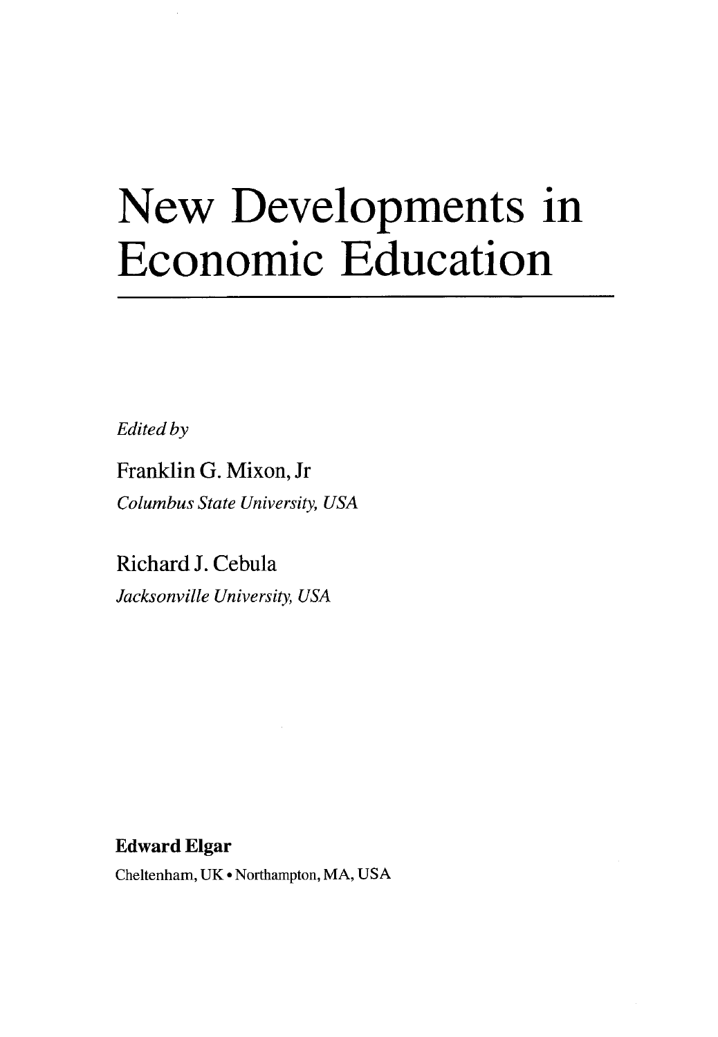# New Developments in Economic Education

*Edited by*

Franklin G. Mixon, Jr

*Columbus State University, USA*

Richard J. Cebula

*Jacksonville University, USA*

**Edward Elgar**

Cheltenham, UK • Northampton, MA, USA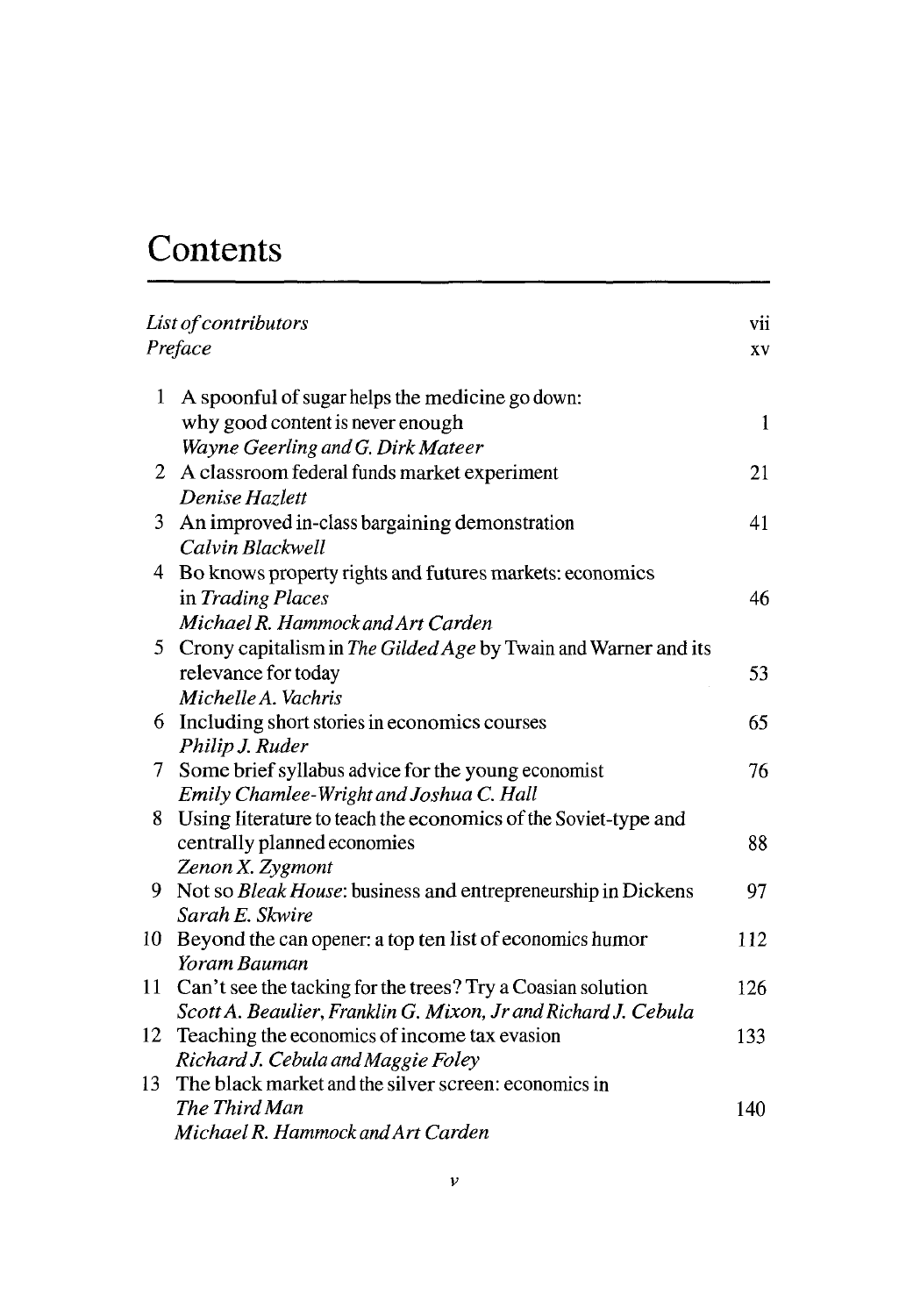# Contents

*List of contributors* vii

*Preface* xv

1. A spoonful of sugar helps the medicine go down: why good content is never enough — 1
   *Wayne Geerling and G. Dirk Mateer*
2. A classroom federal funds market experiment — 21
   *Denise Hazlett*
3. An improved in-class bargaining demonstration — 41
   *Calvin Blackwell*
4. Bo knows property rights and futures markets: economics in *Trading Places* — 46
   *Michael R. Hammock and Art Carden*
5. Crony capitalism in *The Gilded Age* by Twain and Warner and its relevance for today — 53
   *Michelle A. Vachris*
6. Including short stories in economics courses — 65
   *Philip J. Ruder*
7. Some brief syllabus advice for the young economist — 76
   *Emily Chamlee-Wright and Joshua C. Hall*
8. Using literature to teach the economics of the Soviet-type and centrally planned economies — 88
   *Zenon X. Zygmont*
9. Not so *Bleak House*: business and entrepreneurship in Dickens — 97
   *Sarah E. Skwire*
10. Beyond the can opener: a top ten list of economics humor — 112
    *Yoram Bauman*
11. Can't see the tacking for the trees? Try a Coasian solution — 126
    *Scott A. Beaulier, Franklin G. Mixon, Jr and Richard J. Cebula*
12. Teaching the economics of income tax evasion — 133
    *Richard J. Cebula and Maggie Foley*
13. The black market and the silver screen: economics in *The Third Man* — 140
    *Michael R. Hammock and Art Carden*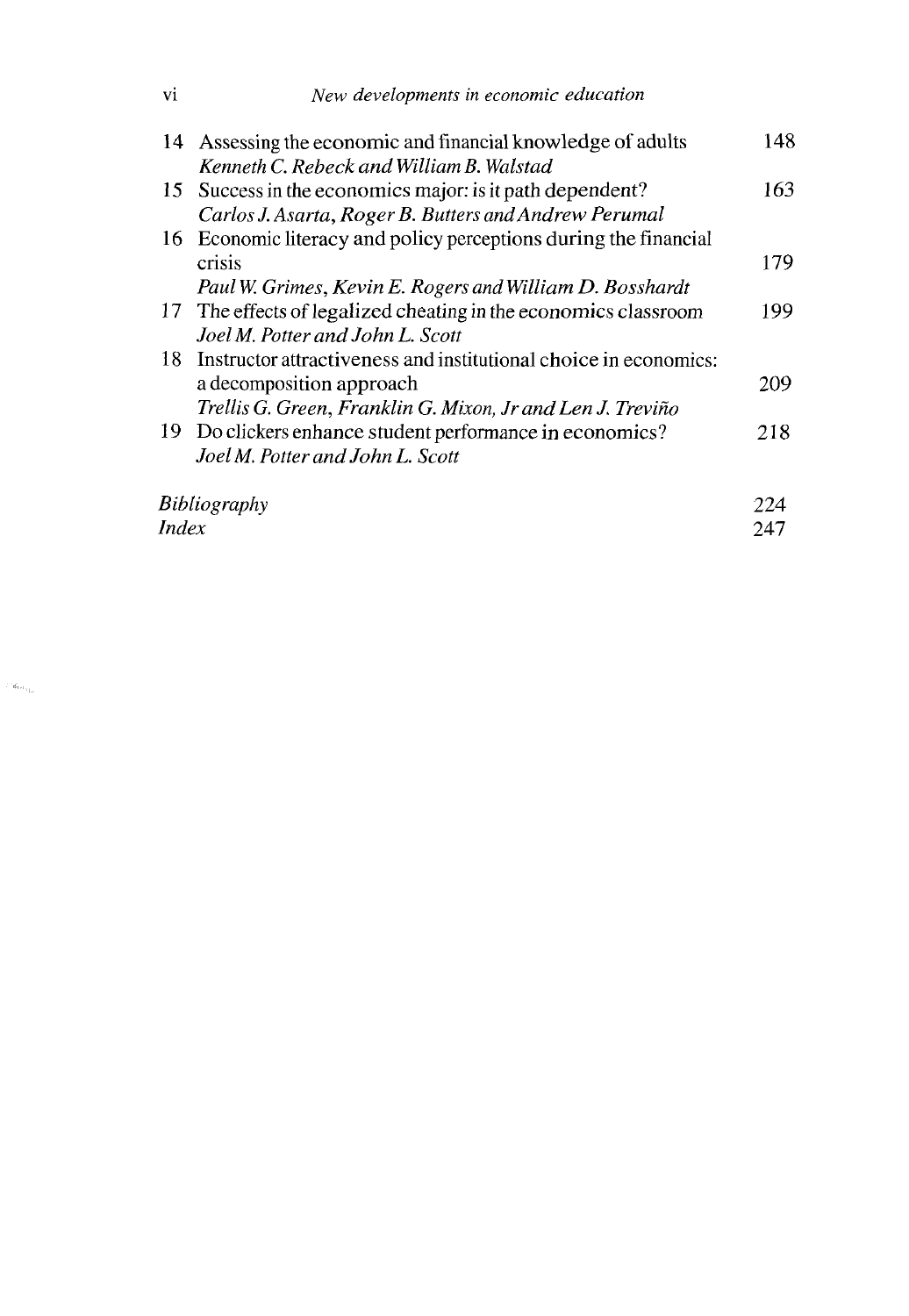14 Assessing the economic and financial knowledge of adults — 148
*Kenneth C. Rebeck and William B. Walstad*

15 Success in the economics major: is it path dependent? — 163
*Carlos J. Asarta, Roger B. Butters and Andrew Perumal*

16 Economic literacy and policy perceptions during the financial crisis — 179
*Paul W. Grimes, Kevin E. Rogers and William D. Bosshardt*

17 The effects of legalized cheating in the economics classroom — 199
*Joel M. Potter and John L. Scott*

18 Instructor attractiveness and institutional choice in economics: a decomposition approach — 209
*Trellis G. Green, Franklin G. Mixon, Jr and Len J. Treviño*

19 Do clickers enhance student performance in economics? — 218
*Joel M. Potter and John L. Scott*

*Bibliography* — 224

*Index* — 247